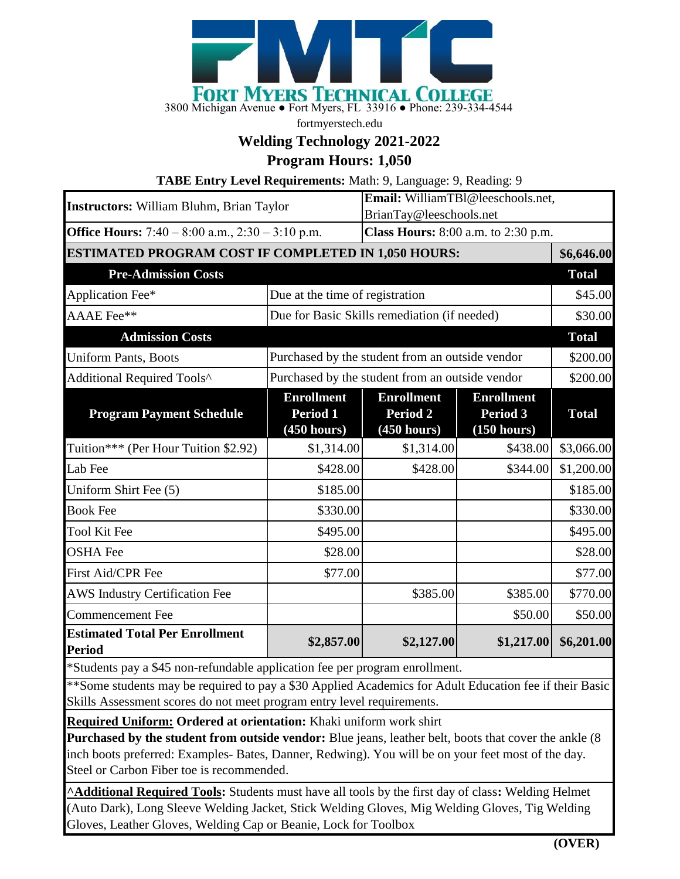# FORT MYERS TECHNICAL COLLEGE

3800 Michigan Avenue ● Fort Myers, FL 33916 ● Phone: 239-334-4544

fortmyerstech.edu

## Welding Technology 2021-2022

## Program Hours: 1,050

**TABE Entry Level Requirements:** Math: 9, Language: 9, Reading: 9

| **Instructors:** William Bluhm, Brian Taylor | | **Email:** WilliamTBl@leeschools.net, BrianTay@leeschools.net | | |
|---|---|---|---|---|
| **Office Hours:** 7:40 – 8:00 a.m., 2:30 – 3:10 p.m. | | **Class Hours:** 8:00 a.m. to 2:30 p.m. | | |
| **ESTIMATED PROGRAM COST IF COMPLETED IN 1,050 HOURS:** | | | | **$6,646.00** |
| **Pre-Admission Costs** | | | | **Total** |
| Application Fee* | Due at the time of registration | | | $45.00 |
| AAAE Fee** | Due for Basic Skills remediation (if needed) | | | $30.00 |
| **Admission Costs** | | | | **Total** |
| Uniform Pants, Boots | Purchased by the student from an outside vendor | | | $200.00 |
| Additional Required Tools^ | Purchased by the student from an outside vendor | | | $200.00 |
| **Program Payment Schedule** | **Enrollment Period 1 (450 hours)** | **Enrollment Period 2 (450 hours)** | **Enrollment Period 3 (150 hours)** | **Total** |
| Tuition*** (Per Hour Tuition $2.92) | $1,314.00 | $1,314.00 | $438.00 | $3,066.00 |
| Lab Fee | $428.00 | $428.00 | $344.00 | $1,200.00 |
| Uniform Shirt Fee (5) | $185.00 | | | $185.00 |
| Book Fee | $330.00 | | | $330.00 |
| Tool Kit Fee | $495.00 | | | $495.00 |
| OSHA Fee | $28.00 | | | $28.00 |
| First Aid/CPR Fee | $77.00 | | | $77.00 |
| AWS Industry Certification Fee | | $385.00 | $385.00 | $770.00 |
| Commencement Fee | | | $50.00 | $50.00 |
| **Estimated Total Per Enrollment Period** | **$2,857.00** | **$2,127.00** | **$1,217.00** | **$6,201.00** |

*Students pay a $45 non-refundable application fee per program enrollment.

**Some students may be required to pay a $30 Applied Academics for Adult Education fee if their Basic Skills Assessment scores do not meet program entry level requirements.

**Required Uniform:** **Ordered at orientation:** Khaki uniform work shirt
**Purchased by the student from outside vendor:** Blue jeans, leather belt, boots that cover the ankle (8 inch boots preferred: Examples- Bates, Danner, Redwing). You will be on your feet most of the day. Steel or Carbon Fiber toe is recommended.

**^Additional Required Tools:** Students must have all tools by the first day of class**:** Welding Helmet (Auto Dark), Long Sleeve Welding Jacket, Stick Welding Gloves, Mig Welding Gloves, Tig Welding Gloves, Leather Gloves, Welding Cap or Beanie, Lock for Toolbox

**(OVER)**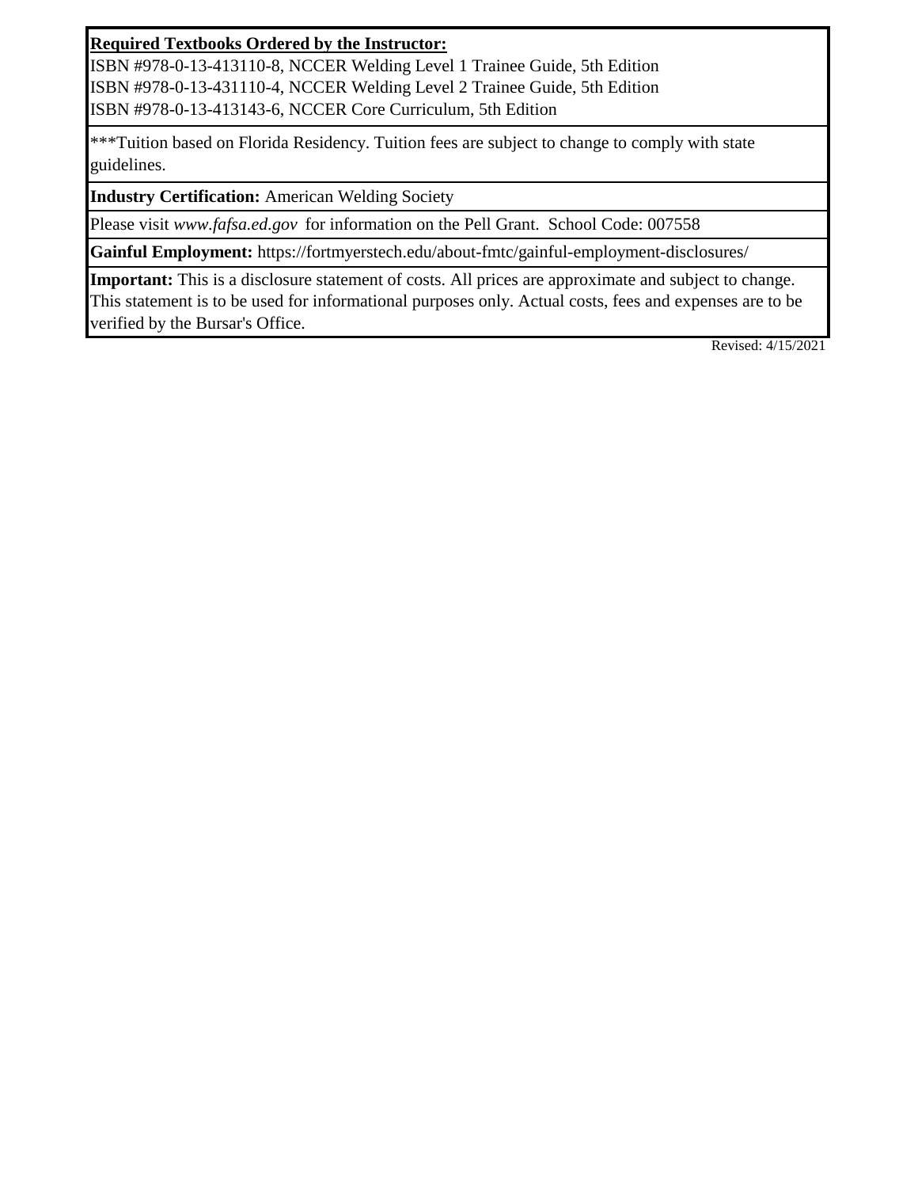**Required Textbooks Ordered by the Instructor:**
ISBN #978-0-13-413110-8, NCCER Welding Level 1 Trainee Guide, 5th Edition
ISBN #978-0-13-431110-4, NCCER Welding Level 2 Trainee Guide, 5th Edition
ISBN #978-0-13-413143-6, NCCER Core Curriculum, 5th Edition

***Tuition based on Florida Residency. Tuition fees are subject to change to comply with state guidelines.

**Industry Certification:** American Welding Society

Please visit *www.fafsa.ed.gov* for information on the Pell Grant. School Code: 007558

**Gainful Employment:** https://fortmyerstech.edu/about-fmtc/gainful-employment-disclosures/

**Important:** This is a disclosure statement of costs. All prices are approximate and subject to change. This statement is to be used for informational purposes only. Actual costs, fees and expenses are to be verified by the Bursar's Office.

Revised: 4/15/2021